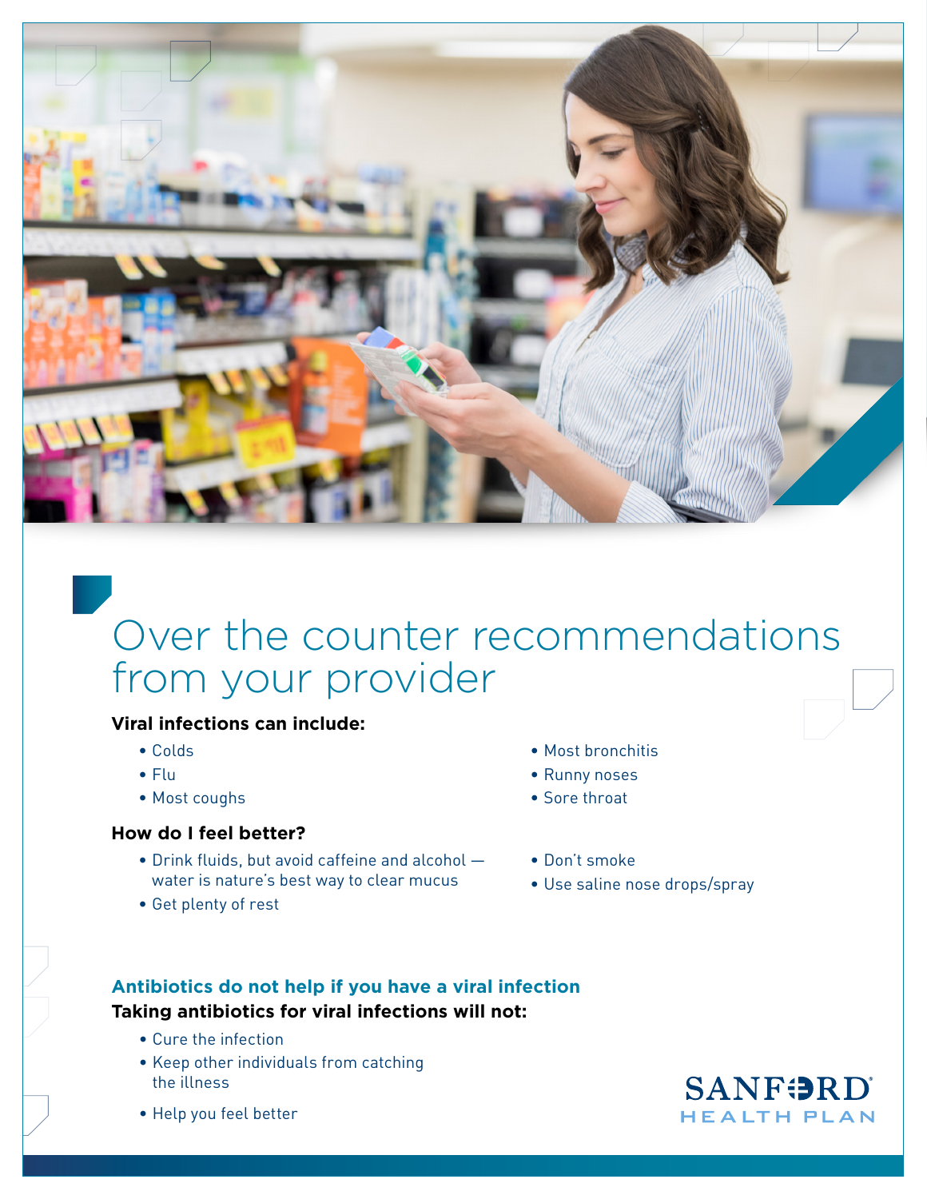# Over the counter recommendations from your provider

**Viral infections can include:**

- Colds
- Flu
- Most coughs
- Most bronchitis
- Runny noses
- Sore throat

**How do I feel better?**

- Drink fluids, but avoid caffeine and alcohol — water is nature's best way to clear mucus
- Get plenty of rest
- Don't smoke
- Use saline nose drops/spray

## Antibiotics do not help if you have a viral infection

**Taking antibiotics for viral infections will not:**

- Cure the infection
- Keep other individuals from catching the illness
- Help you feel better

SANFORD HEALTH PLAN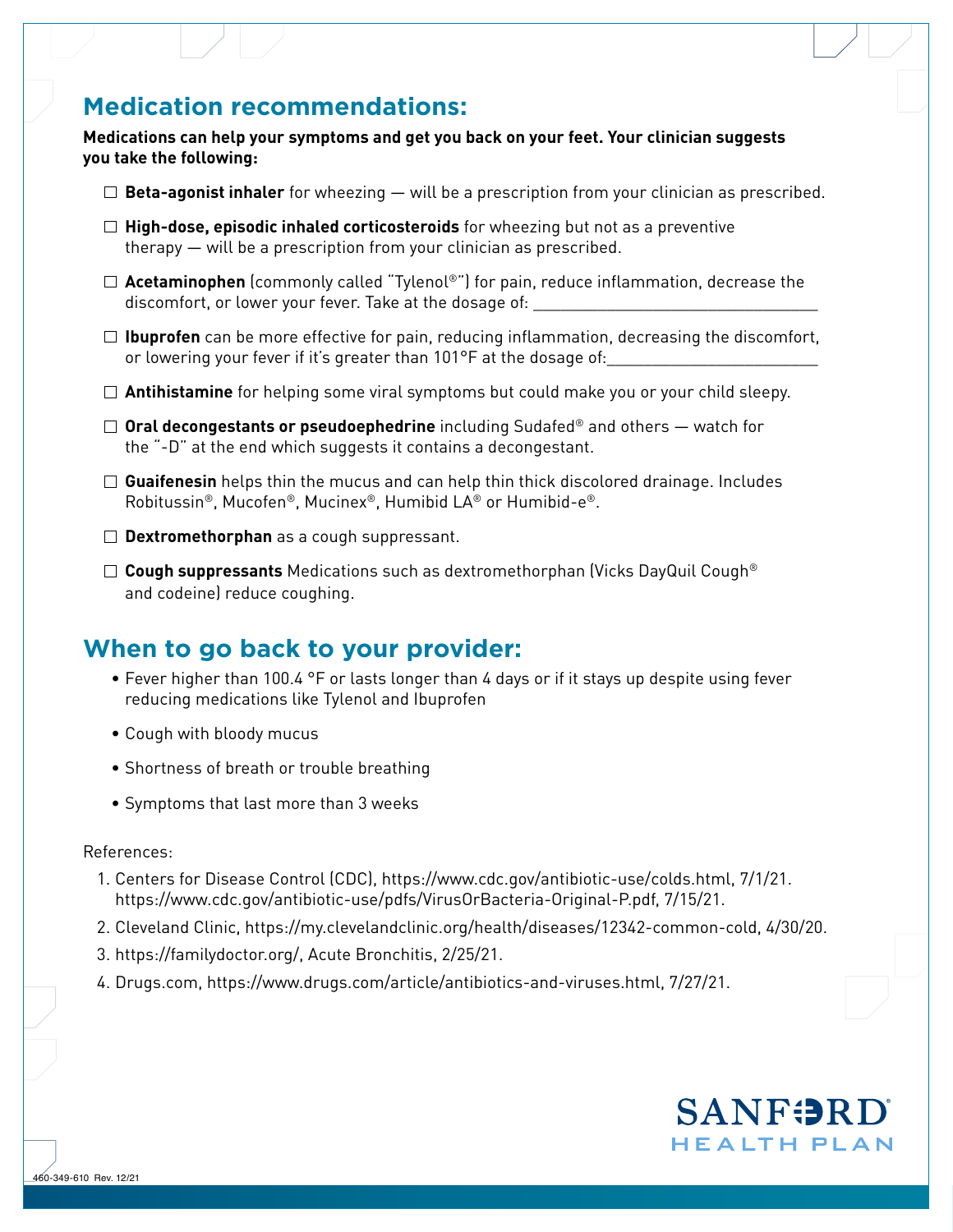## Medication recommendations:

**Medications can help your symptoms and get you back on your feet. Your clinician suggests you take the following:**

- ☐ **Beta-agonist inhaler** for wheezing — will be a prescription from your clinician as prescribed.
- ☐ **High-dose, episodic inhaled corticosteroids** for wheezing but not as a preventive therapy — will be a prescription from your clinician as prescribed.
- ☐ **Acetaminophen** (commonly called "Tylenol®") for pain, reduce inflammation, decrease the discomfort, or lower your fever. Take at the dosage of: ________________________________
- ☐ **Ibuprofen** can be more effective for pain, reducing inflammation, decreasing the discomfort, or lowering your fever if it's greater than 101°F at the dosage of:________________________
- ☐ **Antihistamine** for helping some viral symptoms but could make you or your child sleepy.
- ☐ **Oral decongestants or pseudoephedrine** including Sudafed® and others — watch for the "-D" at the end which suggests it contains a decongestant.
- ☐ **Guaifenesin** helps thin the mucus and can help thin thick discolored drainage. Includes Robitussin®, Mucofen®, Mucinex®, Humibid LA® or Humibid-e®.
- ☐ **Dextromethorphan** as a cough suppressant.
- ☐ **Cough suppressants** Medications such as dextromethorphan (Vicks DayQuil Cough® and codeine) reduce coughing.

## When to go back to your provider:

- Fever higher than 100.4 °F or lasts longer than 4 days or if it stays up despite using fever reducing medications like Tylenol and Ibuprofen
- Cough with bloody mucus
- Shortness of breath or trouble breathing
- Symptoms that last more than 3 weeks

References:

1. Centers for Disease Control (CDC), https://www.cdc.gov/antibiotic-use/colds.html, 7/1/21. https://www.cdc.gov/antibiotic-use/pdfs/VirusOrBacteria-Original-P.pdf, 7/15/21.
2. Cleveland Clinic, https://my.clevelandclinic.org/health/diseases/12342-common-cold, 4/30/20.
3. https://familydoctor.org/, Acute Bronchitis, 2/25/21.
4. Drugs.com, https://www.drugs.com/article/antibiotics-and-viruses.html, 7/27/21.

SANFORD HEALTH PLAN

460-349-610 Rev. 12/21